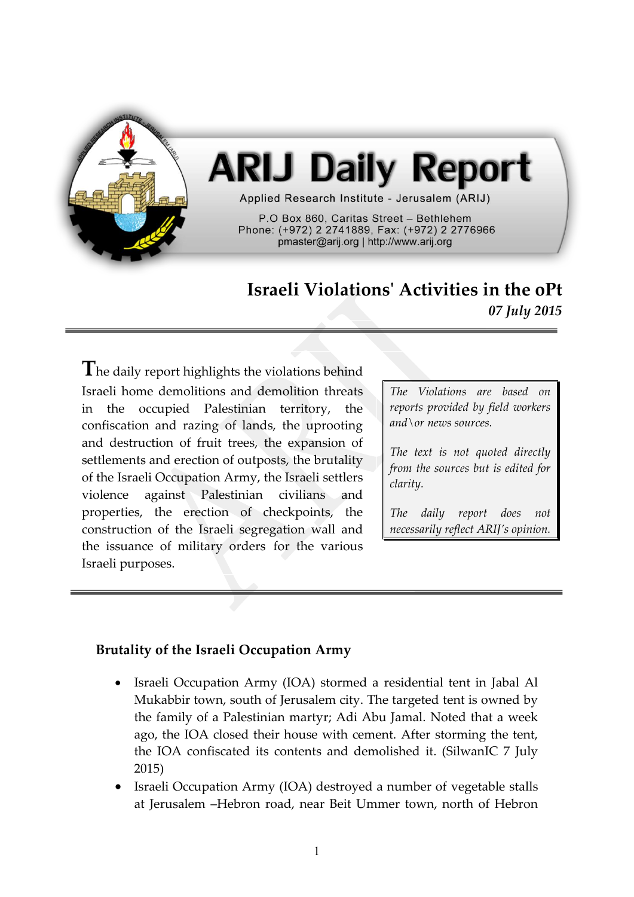# ARIJ Daily Report

Applied Research Institute - Jerusalem (ARIJ)

P.O Box 860, Caritas Street – Bethlehem
Phone: (+972) 2 2741889, Fax: (+972) 2 2776966
pmaster@arij.org | http://www.arij.org

## Israeli Violations' Activities in the oPt

*07 July 2015*

---

The daily report highlights the violations behind Israeli home demolitions and demolition threats in the occupied Palestinian territory, the confiscation and razing of lands, the uprooting and destruction of fruit trees, the expansion of settlements and erection of outposts, the brutality of the Israeli Occupation Army, the Israeli settlers violence against Palestinian civilians and properties, the erection of checkpoints, the construction of the Israeli segregation wall and the issuance of military orders for the various Israeli purposes.

*The Violations are based on reports provided by field workers and\or news sources.*

*The text is not quoted directly from the sources but is edited for clarity.*

*The daily report does not necessarily reflect ARIJ's opinion.*

---

### Brutality of the Israeli Occupation Army

- Israeli Occupation Army (IOA) stormed a residential tent in Jabal Al Mukabbir town, south of Jerusalem city. The targeted tent is owned by the family of a Palestinian martyr; Adi Abu Jamal. Noted that a week ago, the IOA closed their house with cement. After storming the tent, the IOA confiscated its contents and demolished it. (SilwanIC 7 July 2015)
- Israeli Occupation Army (IOA) destroyed a number of vegetable stalls at Jerusalem –Hebron road, near Beit Ummer town, north of Hebron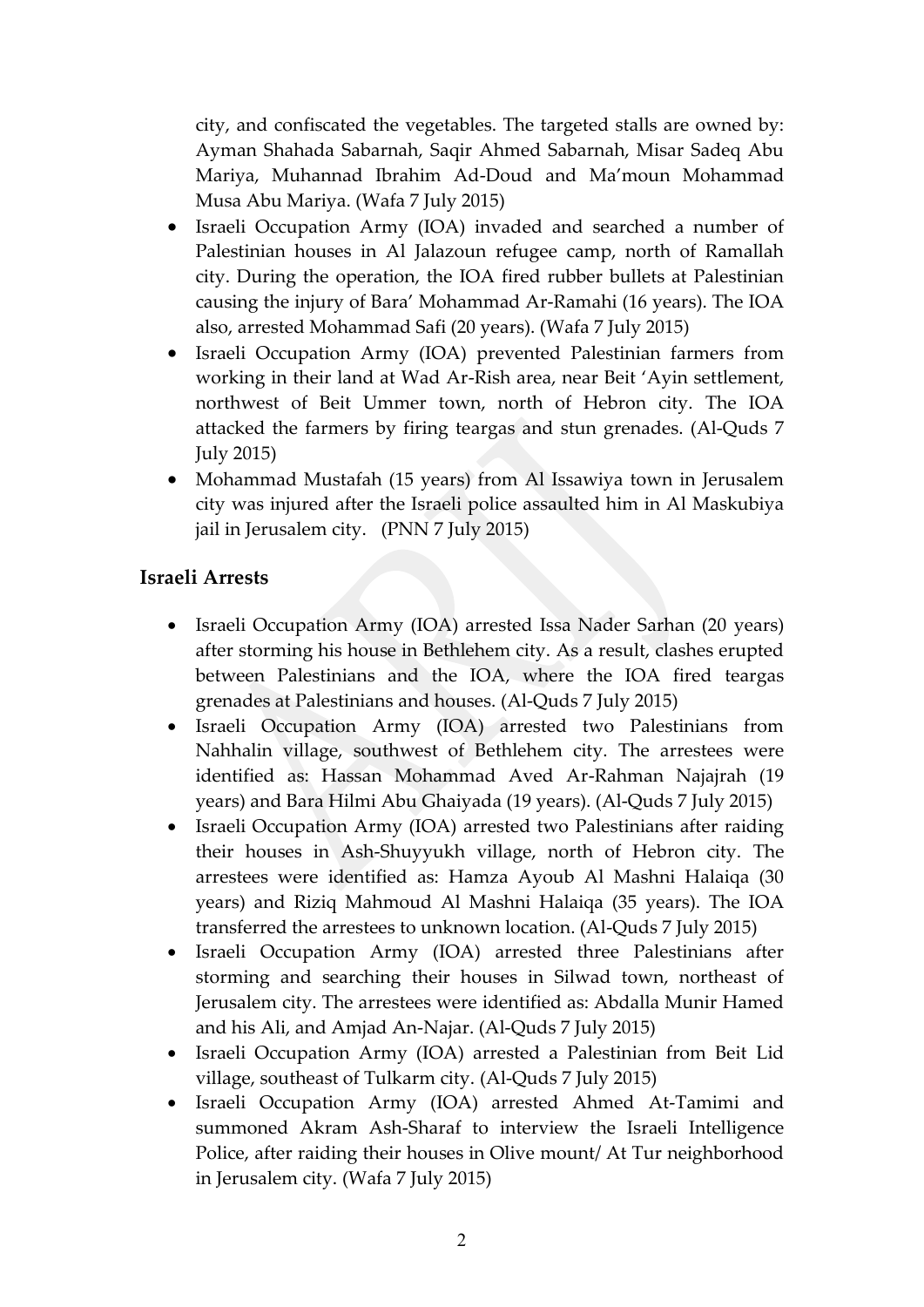city, and confiscated the vegetables. The targeted stalls are owned by: Ayman Shahada Sabarnah, Saqir Ahmed Sabarnah, Misar Sadeq Abu Mariya, Muhannad Ibrahim Ad-Doud and Ma'moun Mohammad Musa Abu Mariya. (Wafa 7 July 2015)

- Israeli Occupation Army (IOA) invaded and searched a number of Palestinian houses in Al Jalazoun refugee camp, north of Ramallah city. During the operation, the IOA fired rubber bullets at Palestinian causing the injury of Bara' Mohammad Ar-Ramahi (16 years). The IOA also, arrested Mohammad Safi (20 years). (Wafa 7 July 2015)
- Israeli Occupation Army (IOA) prevented Palestinian farmers from working in their land at Wad Ar-Rish area, near Beit 'Ayin settlement, northwest of Beit Ummer town, north of Hebron city. The IOA attacked the farmers by firing teargas and stun grenades. (Al-Quds 7 July 2015)
- Mohammad Mustafah (15 years) from Al Issawiya town in Jerusalem city was injured after the Israeli police assaulted him in Al Maskubiya jail in Jerusalem city. (PNN 7 July 2015)

## Israeli Arrests

- Israeli Occupation Army (IOA) arrested Issa Nader Sarhan (20 years) after storming his house in Bethlehem city. As a result, clashes erupted between Palestinians and the IOA, where the IOA fired teargas grenades at Palestinians and houses. (Al-Quds 7 July 2015)
- Israeli Occupation Army (IOA) arrested two Palestinians from Nahhalin village, southwest of Bethlehem city. The arrestees were identified as: Hassan Mohammad Aved Ar-Rahman Najajrah (19 years) and Bara Hilmi Abu Ghaiyada (19 years). (Al-Quds 7 July 2015)
- Israeli Occupation Army (IOA) arrested two Palestinians after raiding their houses in Ash-Shuyyukh village, north of Hebron city. The arrestees were identified as: Hamza Ayoub Al Mashni Halaiqa (30 years) and Riziq Mahmoud Al Mashni Halaiqa (35 years). The IOA transferred the arrestees to unknown location. (Al-Quds 7 July 2015)
- Israeli Occupation Army (IOA) arrested three Palestinians after storming and searching their houses in Silwad town, northeast of Jerusalem city. The arrestees were identified as: Abdalla Munir Hamed and his Ali, and Amjad An-Najar. (Al-Quds 7 July 2015)
- Israeli Occupation Army (IOA) arrested a Palestinian from Beit Lid village, southeast of Tulkarm city. (Al-Quds 7 July 2015)
- Israeli Occupation Army (IOA) arrested Ahmed At-Tamimi and summoned Akram Ash-Sharaf to interview the Israeli Intelligence Police, after raiding their houses in Olive mount/ At Tur neighborhood in Jerusalem city. (Wafa 7 July 2015)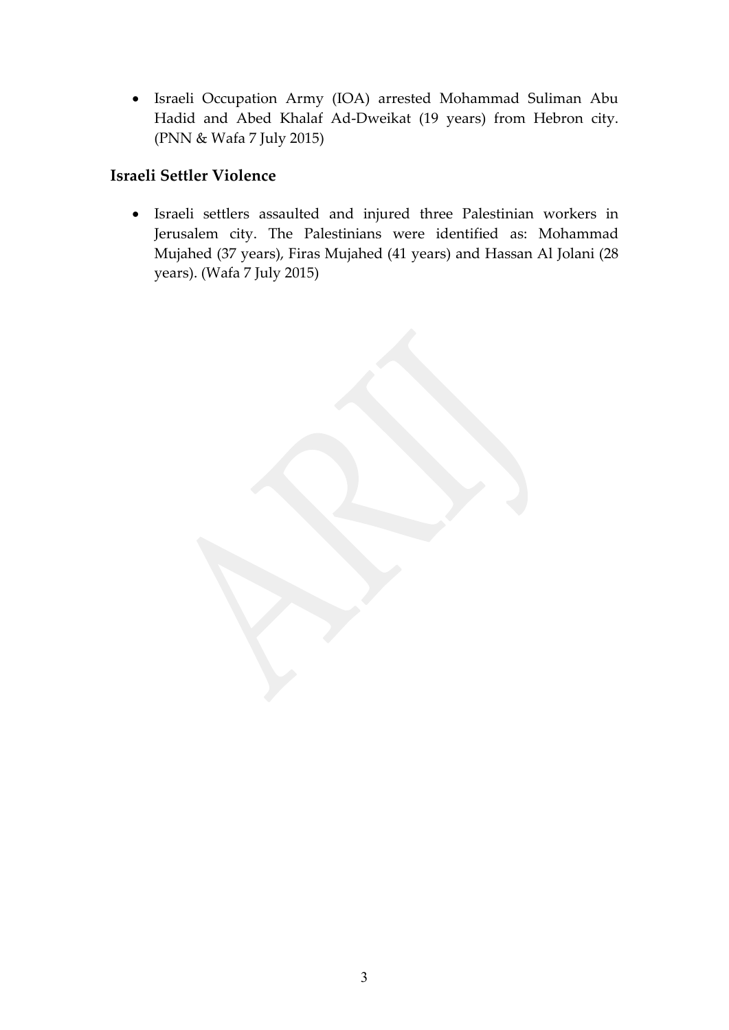- Israeli Occupation Army (IOA) arrested Mohammad Suliman Abu Hadid and Abed Khalaf Ad-Dweikat (19 years) from Hebron city. (PNN & Wafa 7 July 2015)

### Israeli Settler Violence

- Israeli settlers assaulted and injured three Palestinian workers in Jerusalem city. The Palestinians were identified as: Mohammad Mujahed (37 years), Firas Mujahed (41 years) and Hassan Al Jolani (28 years). (Wafa 7 July 2015)